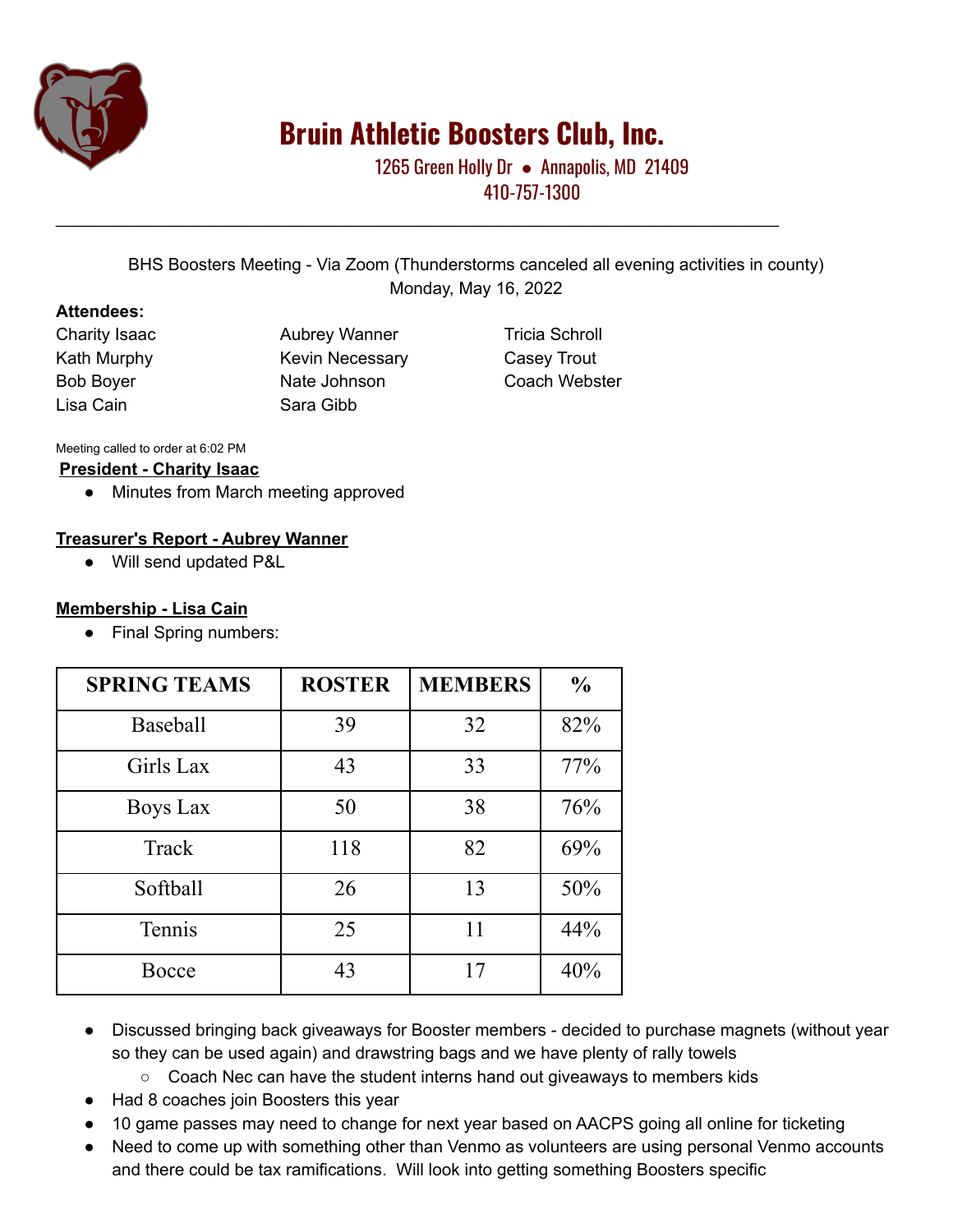# Bruin Athletic Boosters Club, Inc.

1265 Green Holly Dr ● Annapolis, MD 21409
410-757-1300

---

BHS Boosters Meeting - Via Zoom (Thunderstorms canceled all evening activities in county)
Monday, May 16, 2022

**Attendees:**

Charity Isaac
Kath Murphy
Bob Boyer
Lisa Cain
Aubrey Wanner
Kevin Necessary
Nate Johnson
Sara Gibb
Tricia Schroll
Casey Trout
Coach Webster

Meeting called to order at 6:02 PM

**President - Charity Isaac**

- Minutes from March meeting approved

**Treasurer's Report - Aubrey Wanner**

- Will send updated P&L

**Membership - Lisa Cain**

- Final Spring numbers:

| SPRING TEAMS | ROSTER | MEMBERS | % |
|---|---|---|---|
| Baseball | 39 | 32 | 82% |
| Girls Lax | 43 | 33 | 77% |
| Boys Lax | 50 | 38 | 76% |
| Track | 118 | 82 | 69% |
| Softball | 26 | 13 | 50% |
| Tennis | 25 | 11 | 44% |
| Bocce | 43 | 17 | 40% |

- Discussed bringing back giveaways for Booster members - decided to purchase magnets (without year so they can be used again) and drawstring bags and we have plenty of rally towels
  - Coach Nec can have the student interns hand out giveaways to members kids
- Had 8 coaches join Boosters this year
- 10 game passes may need to change for next year based on AACPS going all online for ticketing
- Need to come up with something other than Venmo as volunteers are using personal Venmo accounts and there could be tax ramifications. Will look into getting something Boosters specific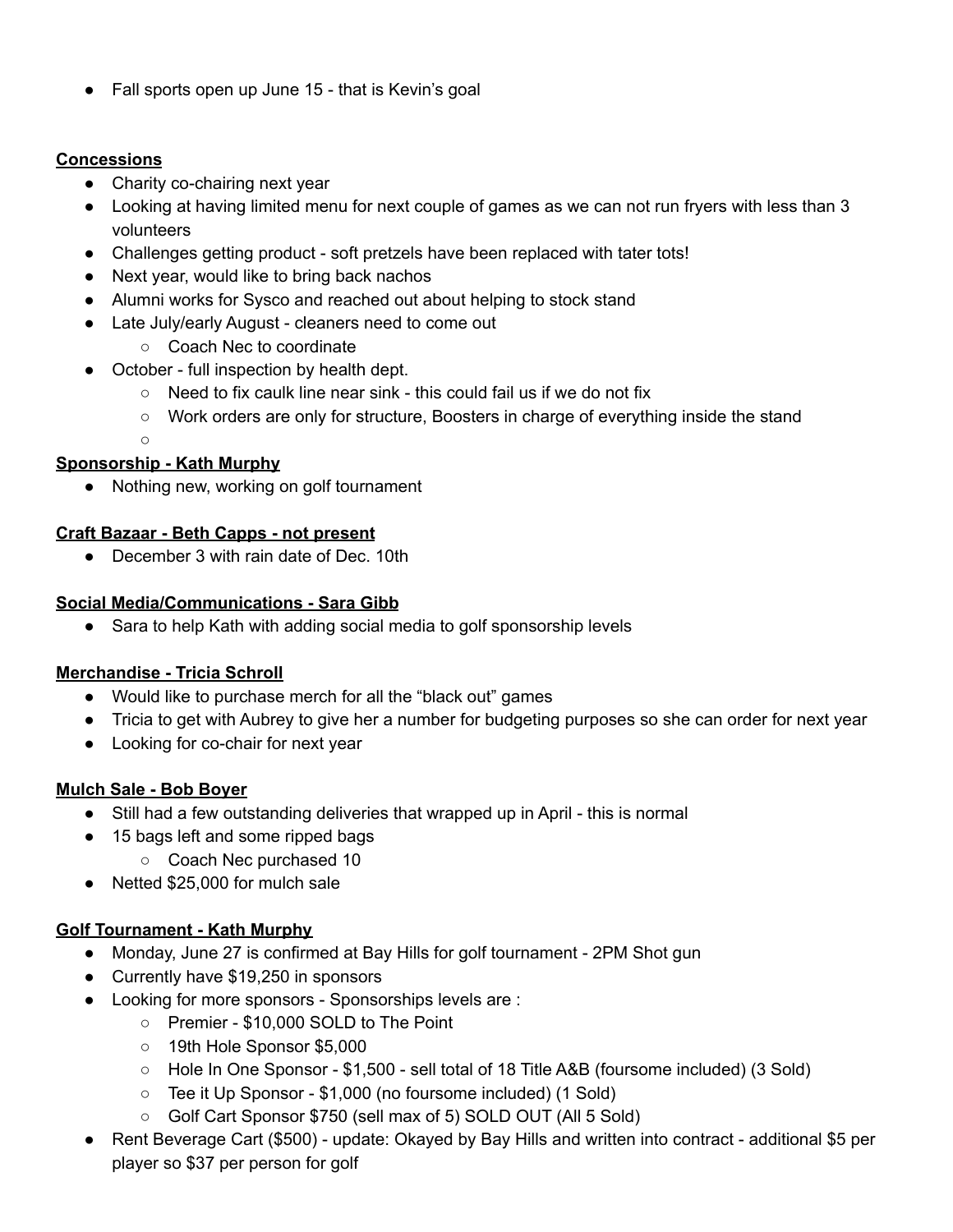- Fall sports open up June 15 - that is Kevin's goal

**<u>Concessions</u>**

- Charity co-chairing next year
- Looking at having limited menu for next couple of games as we can not run fryers with less than 3 volunteers
- Challenges getting product - soft pretzels have been replaced with tater tots!
- Next year, would like to bring back nachos
- Alumni works for Sysco and reached out about helping to stock stand
- Late July/early August - cleaners need to come out
  - Coach Nec to coordinate
- October - full inspection by health dept.
  - Need to fix caulk line near sink - this could fail us if we do not fix
  - Work orders are only for structure, Boosters in charge of everything inside the stand
  -

**<u>Sponsorship - Kath Murphy</u>**

- Nothing new, working on golf tournament

**<u>Craft Bazaar - Beth Capps - not present</u>**

- December 3 with rain date of Dec. 10th

**<u>Social Media/Communications - Sara Gibb</u>**

- Sara to help Kath with adding social media to golf sponsorship levels

**<u>Merchandise - Tricia Schroll</u>**

- Would like to purchase merch for all the "black out" games
- Tricia to get with Aubrey to give her a number for budgeting purposes so she can order for next year
- Looking for co-chair for next year

**<u>Mulch Sale - Bob Boyer</u>**

- Still had a few outstanding deliveries that wrapped up in April - this is normal
- 15 bags left and some ripped bags
  - Coach Nec purchased 10
- Netted $25,000 for mulch sale

**<u>Golf Tournament - Kath Murphy</u>**

- Monday, June 27 is confirmed at Bay Hills for golf tournament - 2PM Shot gun
- Currently have $19,250 in sponsors
- Looking for more sponsors - Sponsorships levels are :
  - Premier - $10,000 SOLD to The Point
  - 19th Hole Sponsor $5,000
  - Hole In One Sponsor - $1,500 - sell total of 18 Title A&B (foursome included) (3 Sold)
  - Tee it Up Sponsor - $1,000 (no foursome included) (1 Sold)
  - Golf Cart Sponsor $750 (sell max of 5) SOLD OUT (All 5 Sold)
- Rent Beverage Cart ($500) - update: Okayed by Bay Hills and written into contract - additional $5 per player so $37 per person for golf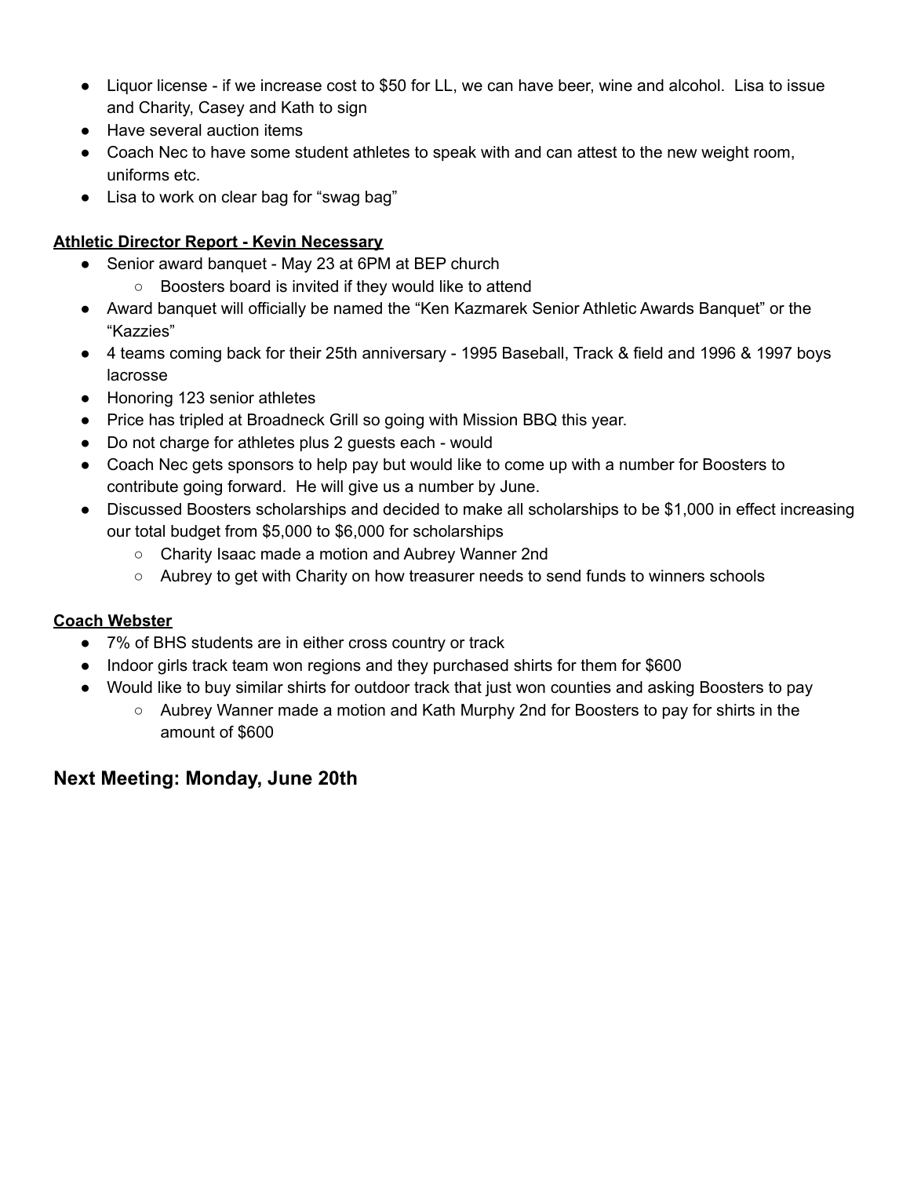- Liquor license - if we increase cost to $50 for LL, we can have beer, wine and alcohol.  Lisa to issue and Charity, Casey and Kath to sign
- Have several auction items
- Coach Nec to have some student athletes to speak with and can attest to the new weight room, uniforms etc.
- Lisa to work on clear bag for "swag bag"

**Athletic Director Report - Kevin Necessary**

- Senior award banquet - May 23 at 6PM at BEP church
  - Boosters board is invited if they would like to attend
- Award banquet will officially be named the "Ken Kazmarek Senior Athletic Awards Banquet" or the "Kazzies"
- 4 teams coming back for their 25th anniversary - 1995 Baseball, Track & field and 1996 & 1997 boys lacrosse
- Honoring 123 senior athletes
- Price has tripled at Broadneck Grill so going with Mission BBQ this year.
- Do not charge for athletes plus 2 guests each - would
- Coach Nec gets sponsors to help pay but would like to come up with a number for Boosters to contribute going forward.  He will give us a number by June.
- Discussed Boosters scholarships and decided to make all scholarships to be $1,000 in effect increasing our total budget from $5,000 to $6,000 for scholarships
  - Charity Isaac made a motion and Aubrey Wanner 2nd
  - Aubrey to get with Charity on how treasurer needs to send funds to winners schools

**Coach Webster**

- 7% of BHS students are in either cross country or track
- Indoor girls track team won regions and they purchased shirts for them for $600
- Would like to buy similar shirts for outdoor track that just won counties and asking Boosters to pay
  - Aubrey Wanner made a motion and Kath Murphy 2nd for Boosters to pay for shirts in the amount of $600

## Next Meeting: Monday, June 20th